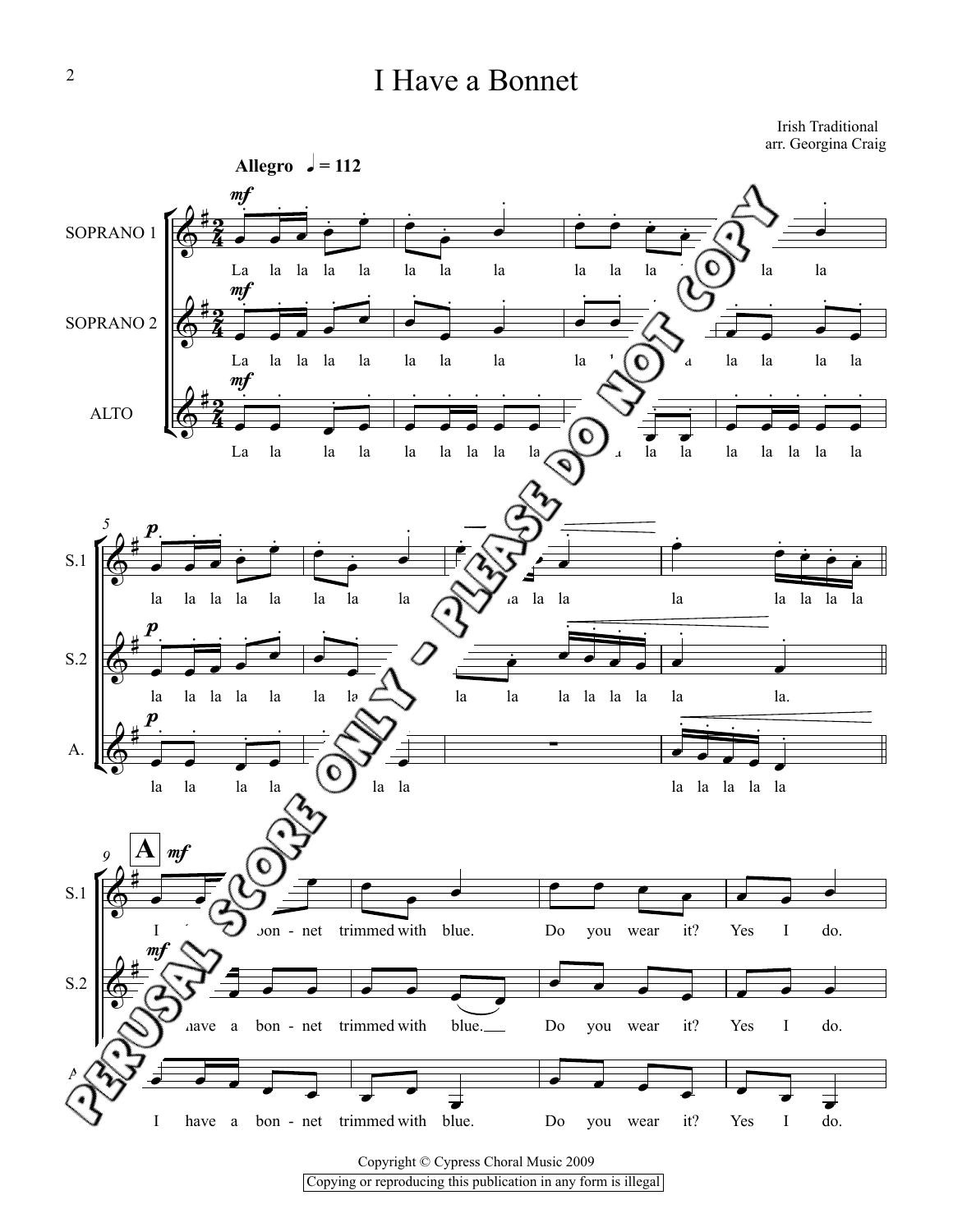# I Have a Bonnet

Irish Traditional
arr. Georgina Craig

**Allegro** ♩ = 112

SOPRANO 1

SOPRANO 2

ALTO

La la la la la la la la la la la la la la

I have a bon - net trimmed with blue. Do you wear it? Yes I do.

PERUSAL SCORE ONLY - PLEASE DO NOT COPY

Copyright © Cypress Choral Music 2009

Copying or reproducing this publication in any form is illegal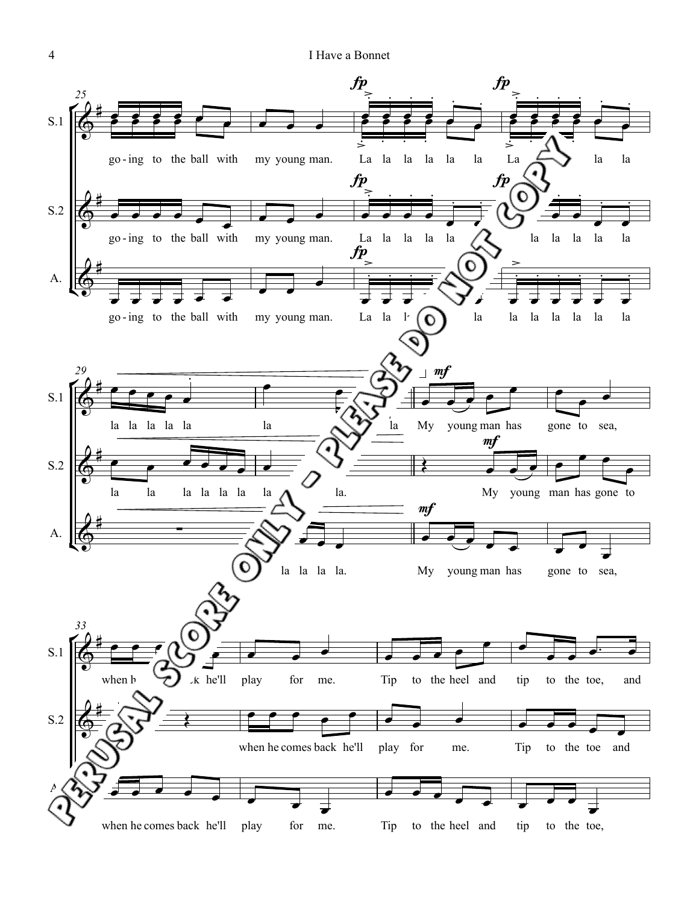**S.1:** go - ing to the ball with my young man. La la la la la la La la la

**S.2:** go - ing to the ball with my young man. La la la la la la la la la la

**A.:** go - ing to the ball with my young man. La la la la la la la la la la la

**S.1:** la la la la la la la My young man has gone to sea,

**S.2:** la la la la la la la la. My young man has gone to

**A.:** la la la la. My young man has gone to sea,

**S.1:** when he comes back he'll play for me. Tip to the heel and tip to the toe, and

**S.2:** when he comes back he'll play for me. Tip to the toe and

**A.:** when he comes back he'll play for me. Tip to the heel and tip to the toe,

PERUSAL SCORE ONLY - PLEASE DO NOT COPY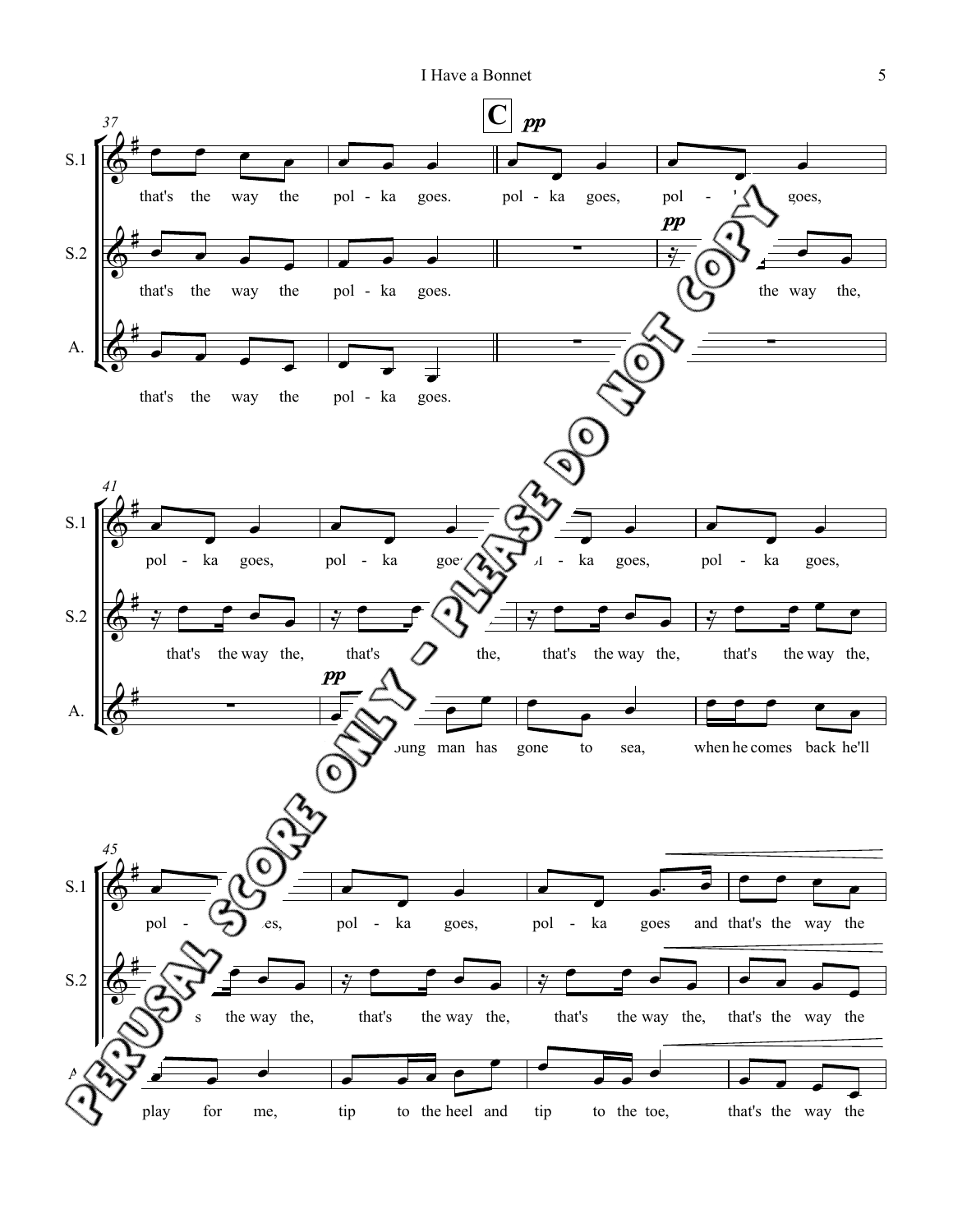**C** *pp*

**37**

S.1: that's the way the pol - ka goes. pol - ka goes, pol - ka goes,

S.2: that's the way the pol - ka goes. *pp* the way the,

A.: that's the way the pol - ka goes.

**41**

S.1: pol - ka goes, pol - ka goes, pol - ka goes, pol - ka goes,

S.2: that's the way the, that's the way the, that's the way the, that's the way the,

A.: *pp* My young man has gone to sea, when he comes back he'll

**45**

S.1: pol - ka goes, pol - ka goes, pol - ka goes and that's the way the

S.2: that's the way the, that's the way the, that's the way the, that's the way the

A.: play for me, tip to the heel and tip to the toe, that's the way the

PERUSAL SCORE ONLY - PLEASE DO NOT COPY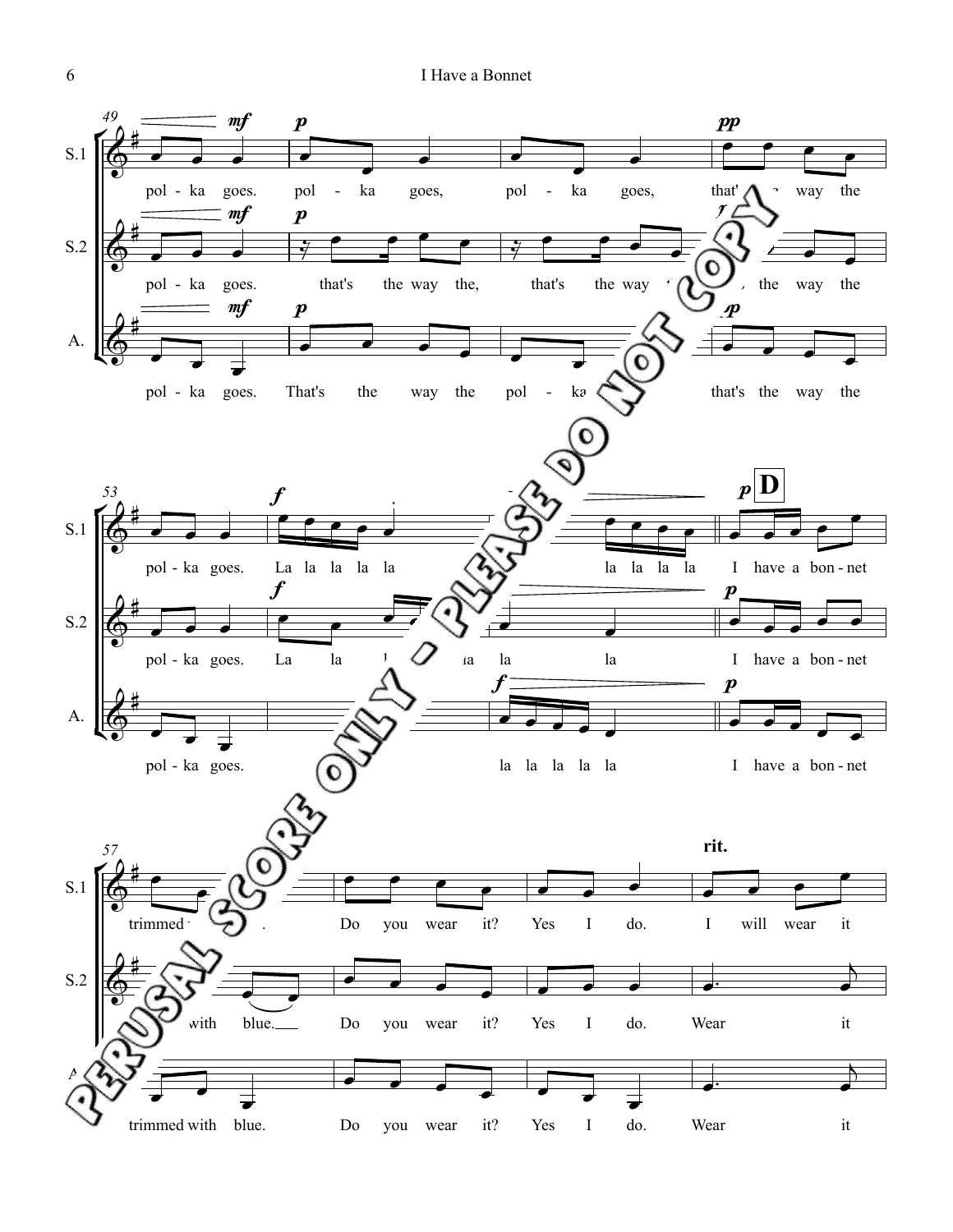PERUSAL SCORE ONLY - PLEASE DO NOT COPY

**49**

S.1: pol - ka goes. pol - ka goes, pol - ka goes, that's the way the

S.2: pol - ka goes. that's the way the, that's the way the, the way the

A.: pol - ka goes. That's the way the pol - ka that's the way the

**53**

S.1: pol - ka goes. La la la la la la la la la

S.2: pol - ka goes. La la la la la la

A.: pol - ka goes. la la la la la

**D**

S.1: I have a bon - net

S.2: I have a bon - net

A.: I have a bon - net

**57**

S.1: trimmed . Do you wear it? Yes I do. I will wear it

S.2: with blue. Do you wear it? Yes I do. Wear it

A.: trimmed with blue. Do you wear it? Yes I do. Wear it

rit.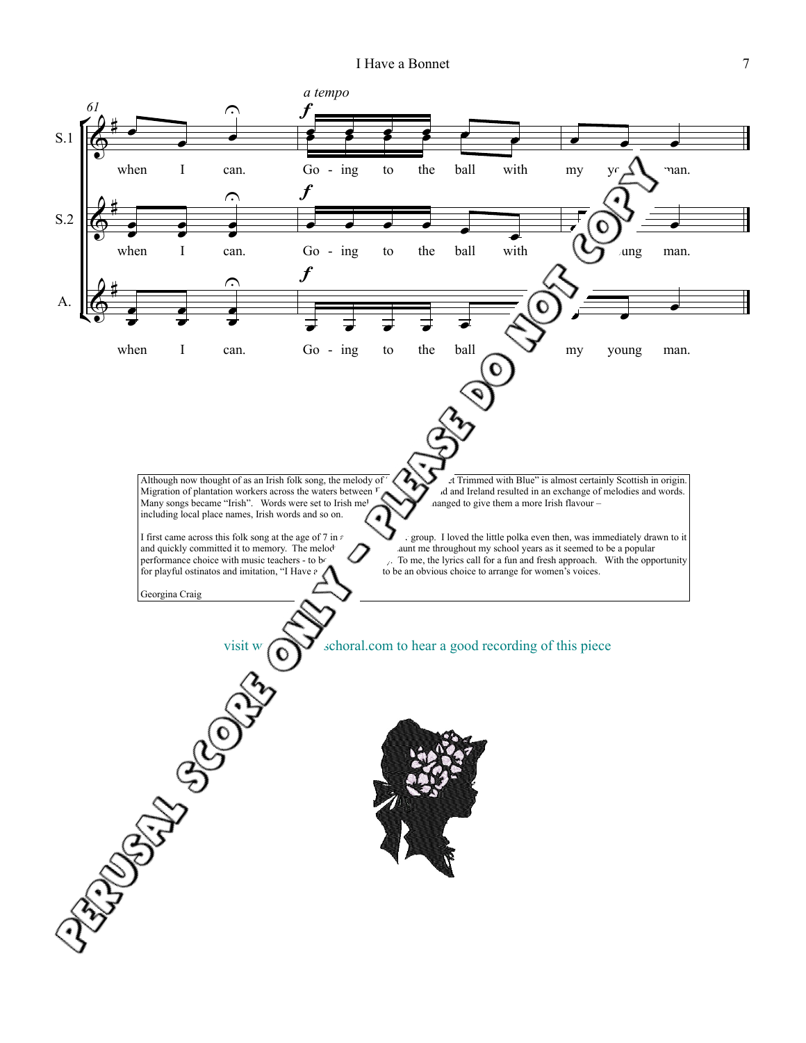when I can. Going to the ball with my young man.

*a tempo*

Although now thought of as an Irish folk song, the melody of "I Have a Bonnet Trimmed with Blue" is almost certainly Scottish in origin. Migration of plantation workers across the waters between Scotland and Ireland resulted in an exchange of melodies and words. Many songs became "Irish". Words were set to Irish melodies or changed to give them a more Irish flavour – including local place names, Irish words and so on.

I first came across this folk song at the age of 7 in a group. I loved the little polka even then, was immediately drawn to it and quickly committed it to memory. The melody haunt me throughout my school years as it seemed to be a popular performance choice with music teachers - to be. To me, the lyrics call for a fun and fresh approach. With the opportunity for playful ostinatos and imitation, "I Have a Bonnet" to be an obvious choice to arrange for women's voices.

Georgina Craig

visit w schoral.com to hear a good recording of this piece

PERUSAL SCORE ONLY - PLEASE DO NOT COPY